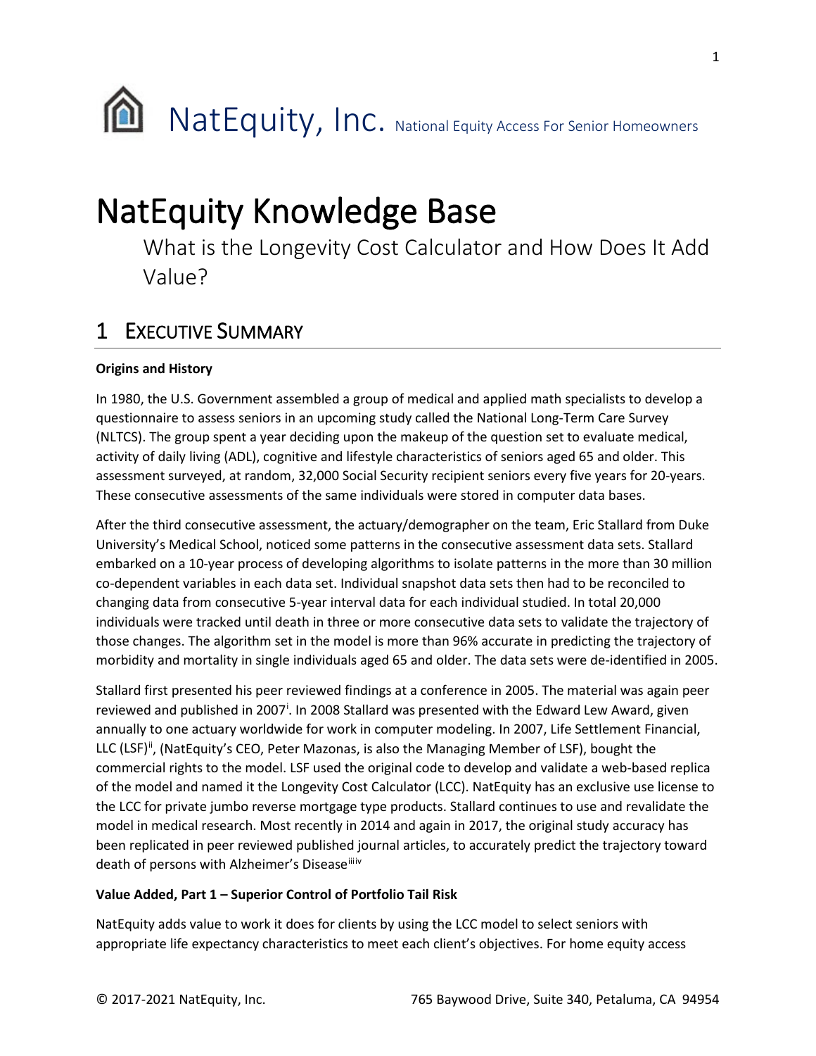# NatEquity, Inc. National Equity Access For Senior Homeowners

# NatEquity Knowledge Base

What is the Longevity Cost Calculator and How Does It Add Value?

## 1 Executive Summary

**Origins and History**

In 1980, the U.S. Government assembled a group of medical and applied math specialists to develop a questionnaire to assess seniors in an upcoming study called the National Long-Term Care Survey (NLTCS). The group spent a year deciding upon the makeup of the question set to evaluate medical, activity of daily living (ADL), cognitive and lifestyle characteristics of seniors aged 65 and older. This assessment surveyed, at random, 32,000 Social Security recipient seniors every five years for 20-years. These consecutive assessments of the same individuals were stored in computer data bases.

After the third consecutive assessment, the actuary/demographer on the team, Eric Stallard from Duke University's Medical School, noticed some patterns in the consecutive assessment data sets. Stallard embarked on a 10-year process of developing algorithms to isolate patterns in the more than 30 million co-dependent variables in each data set. Individual snapshot data sets then had to be reconciled to changing data from consecutive 5-year interval data for each individual studied. In total 20,000 individuals were tracked until death in three or more consecutive data sets to validate the trajectory of those changes. The algorithm set in the model is more than 96% accurate in predicting the trajectory of morbidity and mortality in single individuals aged 65 and older. The data sets were de-identified in 2005.

Stallard first presented his peer reviewed findings at a conference in 2005. The material was again peer reviewed and published in 2007[i]. In 2008 Stallard was presented with the Edward Lew Award, given annually to one actuary worldwide for work in computer modeling. In 2007, Life Settlement Financial, LLC (LSF)[ii], (NatEquity's CEO, Peter Mazonas, is also the Managing Member of LSF), bought the commercial rights to the model. LSF used the original code to develop and validate a web-based replica of the model and named it the Longevity Cost Calculator (LCC). NatEquity has an exclusive use license to the LCC for private jumbo reverse mortgage type products. Stallard continues to use and revalidate the model in medical research. Most recently in 2014 and again in 2017, the original study accuracy has been replicated in peer reviewed published journal articles, to accurately predict the trajectory toward death of persons with Alzheimer's Disease[iii][iv]

**Value Added, Part 1 – Superior Control of Portfolio Tail Risk**

NatEquity adds value to work it does for clients by using the LCC model to select seniors with appropriate life expectancy characteristics to meet each client's objectives. For home equity access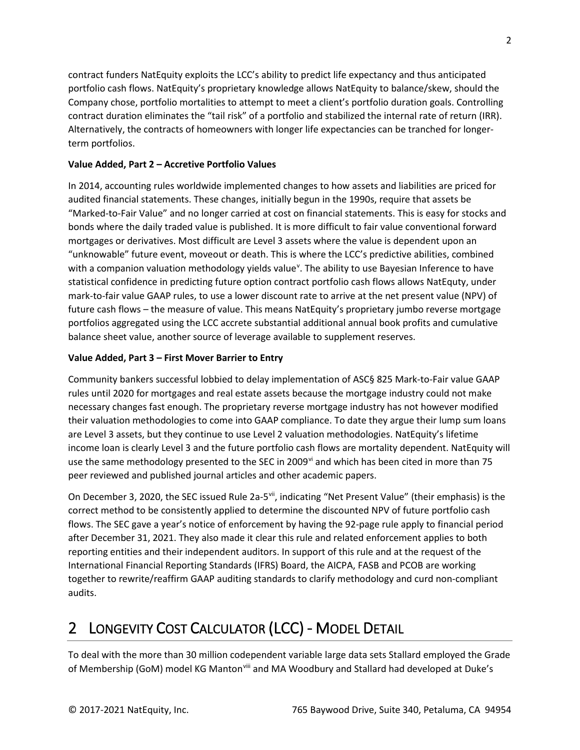contract funders NatEquity exploits the LCC's ability to predict life expectancy and thus anticipated portfolio cash flows. NatEquity's proprietary knowledge allows NatEquity to balance/skew, should the Company chose, portfolio mortalities to attempt to meet a client's portfolio duration goals. Controlling contract duration eliminates the "tail risk" of a portfolio and stabilized the internal rate of return (IRR). Alternatively, the contracts of homeowners with longer life expectancies can be tranched for longer-term portfolios.

**Value Added, Part 2 – Accretive Portfolio Values**

In 2014, accounting rules worldwide implemented changes to how assets and liabilities are priced for audited financial statements. These changes, initially begun in the 1990s, require that assets be "Marked-to-Fair Value" and no longer carried at cost on financial statements. This is easy for stocks and bonds where the daily traded value is published. It is more difficult to fair value conventional forward mortgages or derivatives. Most difficult are Level 3 assets where the value is dependent upon an "unknowable" future event, moveout or death. This is where the LCC's predictive abilities, combined with a companion valuation methodology yields value[v]. The ability to use Bayesian Inference to have statistical confidence in predicting future option contract portfolio cash flows allows NatEqutу, under mark-to-fair value GAAP rules, to use a lower discount rate to arrive at the net present value (NPV) of future cash flows – the measure of value. This means NatEquity's proprietary jumbo reverse mortgage portfolios aggregated using the LCC accrete substantial additional annual book profits and cumulative balance sheet value, another source of leverage available to supplement reserves.

**Value Added, Part 3 – First Mover Barrier to Entry**

Community bankers successful lobbied to delay implementation of ASC§ 825 Mark-to-Fair value GAAP rules until 2020 for mortgages and real estate assets because the mortgage industry could not make necessary changes fast enough. The proprietary reverse mortgage industry has not however modified their valuation methodologies to come into GAAP compliance. To date they argue their lump sum loans are Level 3 assets, but they continue to use Level 2 valuation methodologies. NatEquity's lifetime income loan is clearly Level 3 and the future portfolio cash flows are mortality dependent. NatEquity will use the same methodology presented to the SEC in 2009[vi] and which has been cited in more than 75 peer reviewed and published journal articles and other academic papers.

On December 3, 2020, the SEC issued Rule 2a-5[vii], indicating "Net Present Value" (their emphasis) is the correct method to be consistently applied to determine the discounted NPV of future portfolio cash flows. The SEC gave a year's notice of enforcement by having the 92-page rule apply to financial period after December 31, 2021. They also made it clear this rule and related enforcement applies to both reporting entities and their independent auditors. In support of this rule and at the request of the International Financial Reporting Standards (IFRS) Board, the AICPA, FASB and PCOB are working together to rewrite/reaffirm GAAP auditing standards to clarify methodology and curd non-compliant audits.

# 2 Longevity Cost Calculator (LCC) - Model Detail

To deal with the more than 30 million codependent variable large data sets Stallard employed the Grade of Membership (GoM) model KG Manton[viii] and MA Woodbury and Stallard had developed at Duke's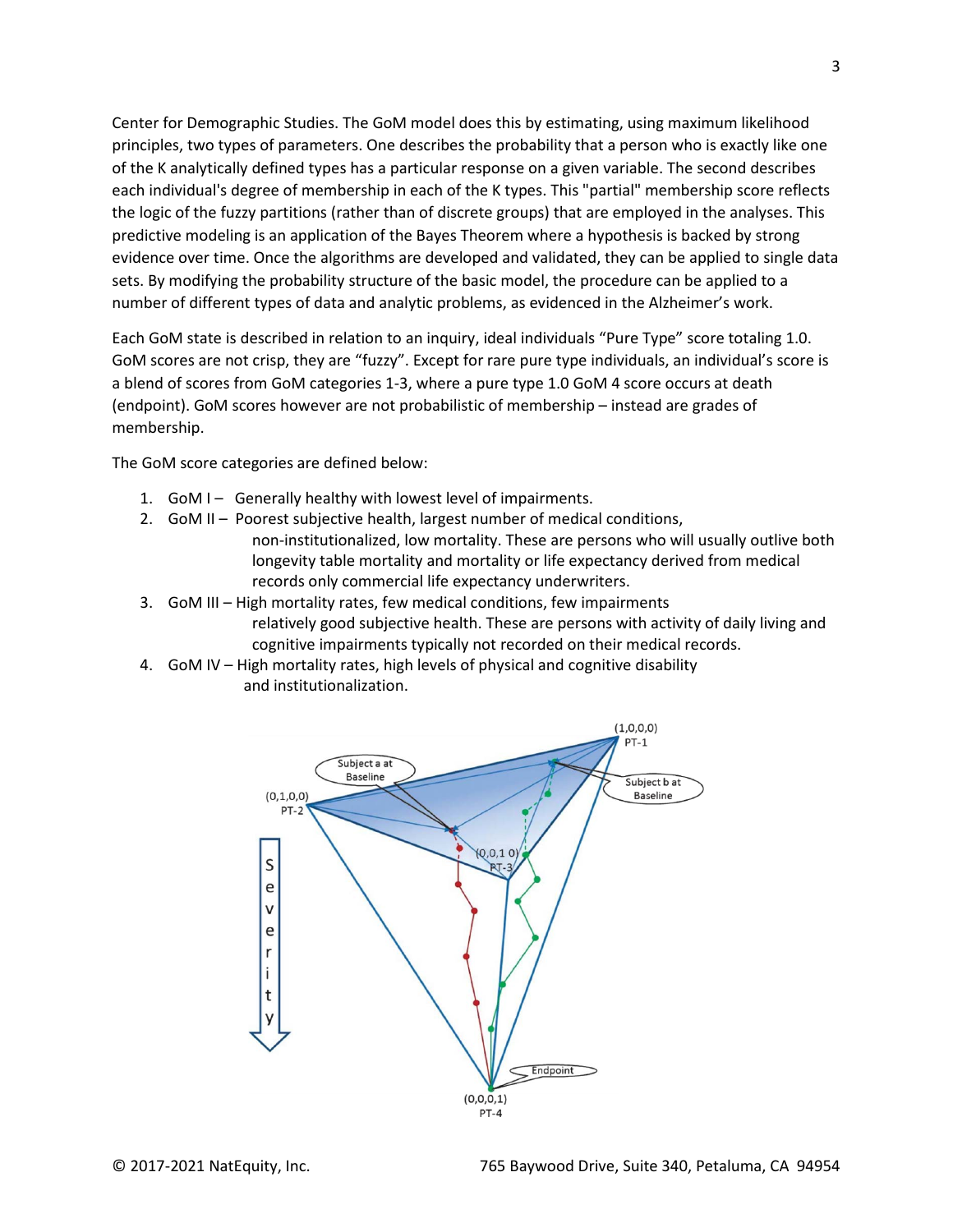Center for Demographic Studies. The GoM model does this by estimating, using maximum likelihood principles, two types of parameters. One describes the probability that a person who is exactly like one of the K analytically defined types has a particular response on a given variable. The second describes each individual's degree of membership in each of the K types. This "partial" membership score reflects the logic of the fuzzy partitions (rather than of discrete groups) that are employed in the analyses. This predictive modeling is an application of the Bayes Theorem where a hypothesis is backed by strong evidence over time. Once the algorithms are developed and validated, they can be applied to single data sets. By modifying the probability structure of the basic model, the procedure can be applied to a number of different types of data and analytic problems, as evidenced in the Alzheimer's work.

Each GoM state is described in relation to an inquiry, ideal individuals "Pure Type" score totaling 1.0. GoM scores are not crisp, they are "fuzzy". Except for rare pure type individuals, an individual's score is a blend of scores from GoM categories 1-3, where a pure type 1.0 GoM 4 score occurs at death (endpoint). GoM scores however are not probabilistic of membership – instead are grades of membership.

The GoM score categories are defined below:

1. GoM I – Generally healthy with lowest level of impairments.
2. GoM II – Poorest subjective health, largest number of medical conditions, non-institutionalized, low mortality. These are persons who will usually outlive both longevity table mortality and mortality or life expectancy derived from medical records only commercial life expectancy underwriters.
3. GoM III – High mortality rates, few medical conditions, few impairments relatively good subjective health. These are persons with activity of daily living and cognitive impairments typically not recorded on their medical records.
4. GoM IV – High mortality rates, high levels of physical and cognitive disability and institutionalization.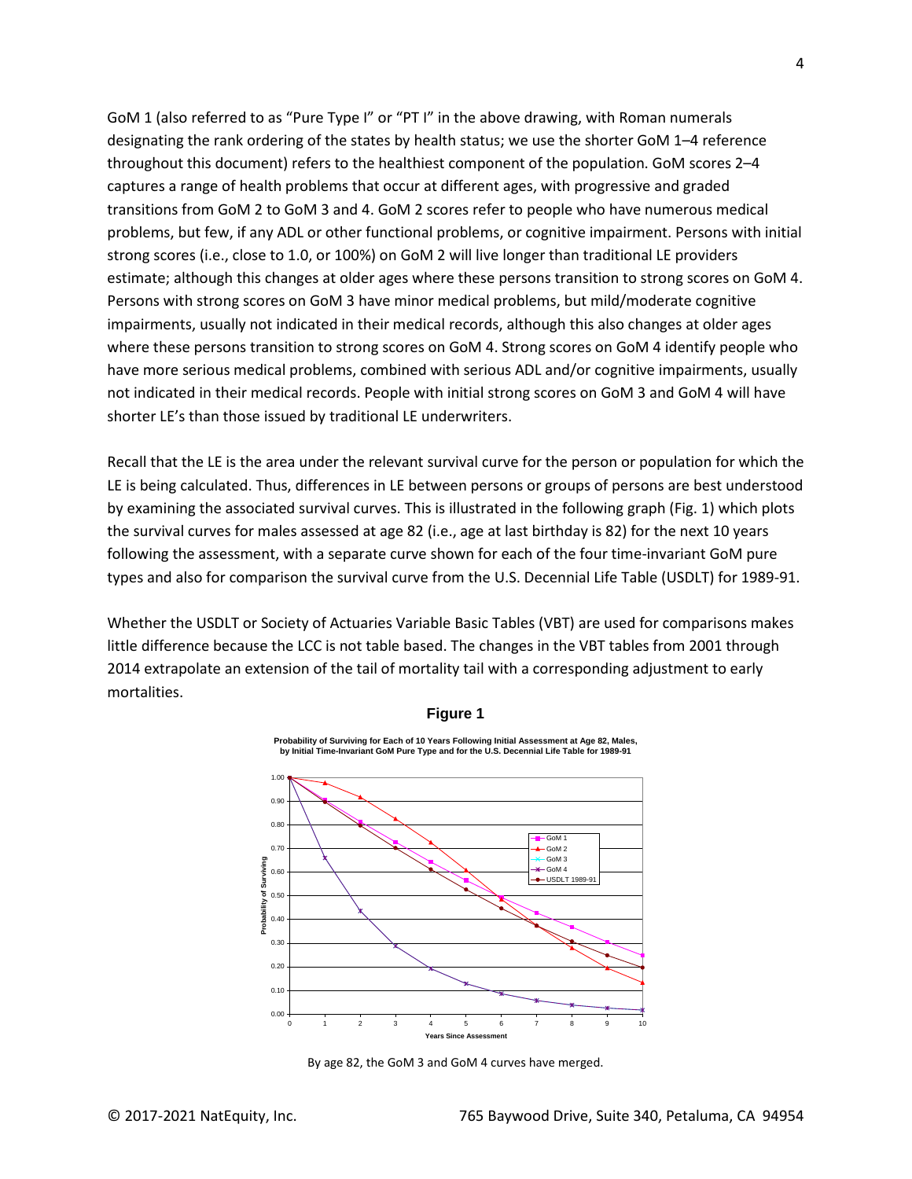GoM 1 (also referred to as "Pure Type I" or "PT I" in the above drawing, with Roman numerals designating the rank ordering of the states by health status; we use the shorter GoM 1–4 reference throughout this document) refers to the healthiest component of the population. GoM scores 2–4 captures a range of health problems that occur at different ages, with progressive and graded transitions from GoM 2 to GoM 3 and 4. GoM 2 scores refer to people who have numerous medical problems, but few, if any ADL or other functional problems, or cognitive impairment. Persons with initial strong scores (i.e., close to 1.0, or 100%) on GoM 2 will live longer than traditional LE providers estimate; although this changes at older ages where these persons transition to strong scores on GoM 4. Persons with strong scores on GoM 3 have minor medical problems, but mild/moderate cognitive impairments, usually not indicated in their medical records, although this also changes at older ages where these persons transition to strong scores on GoM 4. Strong scores on GoM 4 identify people who have more serious medical problems, combined with serious ADL and/or cognitive impairments, usually not indicated in their medical records. People with initial strong scores on GoM 3 and GoM 4 will have shorter LE's than those issued by traditional LE underwriters.

Recall that the LE is the area under the relevant survival curve for the person or population for which the LE is being calculated. Thus, differences in LE between persons or groups of persons are best understood by examining the associated survival curves. This is illustrated in the following graph (Fig. 1) which plots the survival curves for males assessed at age 82 (i.e., age at last birthday is 82) for the next 10 years following the assessment, with a separate curve shown for each of the four time-invariant GoM pure types and also for comparison the survival curve from the U.S. Decennial Life Table (USDLT) for 1989-91.

Whether the USDLT or Society of Actuaries Variable Basic Tables (VBT) are used for comparisons makes little difference because the LCC is not table based. The changes in the VBT tables from 2001 through 2014 extrapolate an extension of the tail of mortality tail with a corresponding adjustment to early mortalities.

**Figure 1**

**Probability of Surviving for Each of 10 Years Following Initial Assessment at Age 82, Males, by Initial Time-Invariant GoM Pure Type and for the U.S. Decennial Life Table for 1989-91**

By age 82, the GoM 3 and GoM 4 curves have merged.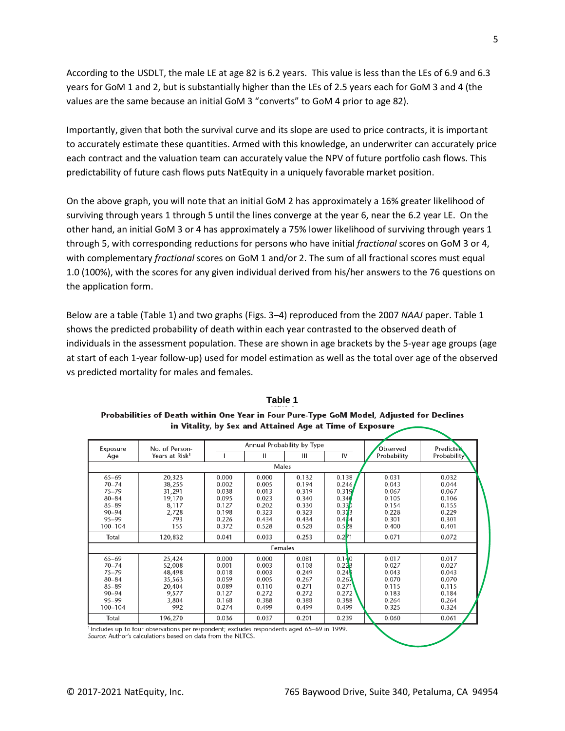According to the USDLT, the male LE at age 82 is 6.2 years. This value is less than the LEs of 6.9 and 6.3 years for GoM 1 and 2, but is substantially higher than the LEs of 2.5 years each for GoM 3 and 4 (the values are the same because an initial GoM 3 "converts" to GoM 4 prior to age 82).

Importantly, given that both the survival curve and its slope are used to price contracts, it is important to accurately estimate these quantities. Armed with this knowledge, an underwriter can accurately price each contract and the valuation team can accurately value the NPV of future portfolio cash flows. This predictability of future cash flows puts NatEquity in a uniquely favorable market position.

On the above graph, you will note that an initial GoM 2 has approximately a 16% greater likelihood of surviving through years 1 through 5 until the lines converge at the year 6, near the 6.2 year LE. On the other hand, an initial GoM 3 or 4 has approximately a 75% lower likelihood of surviving through years 1 through 5, with corresponding reductions for persons who have initial *fractional* scores on GoM 3 or 4, with complementary *fractional* scores on GoM 1 and/or 2. The sum of all fractional scores must equal 1.0 (100%), with the scores for any given individual derived from his/her answers to the 76 questions on the application form.

Below are a table (Table 1) and two graphs (Figs. 3–4) reproduced from the 2007 *NAAJ* paper. Table 1 shows the predicted probability of death within each year contrasted to the observed death of individuals in the assessment population. These are shown in age brackets by the 5-year age groups (age at start of each 1-year follow-up) used for model estimation as well as the total over age of the observed vs predicted mortality for males and females.

**Table 1**

**Probabilities of Death within One Year in Four Pure-Type GoM Model, Adjusted for Declines in Vitality, by Sex and Attained Age at Time of Exposure**

| Exposure Age | No. of Person-Years at Risk[1] | Annual Probability by Type | | | | Observed Probability | Predicted Probability |
|---|---|---|---|---|---|---|---|
| | | I | II | III | IV | | |
| **Males** | | | | | | | |
| 65–69 | 20,323 | 0.000 | 0.000 | 0.132 | 0.138 | 0.031 | 0.032 |
| 70–74 | 38,255 | 0.002 | 0.005 | 0.194 | 0.246 | 0.043 | 0.044 |
| 75–79 | 31,291 | 0.038 | 0.013 | 0.319 | 0.319 | 0.067 | 0.067 |
| 80–84 | 19,170 | 0.095 | 0.023 | 0.340 | 0.340 | 0.105 | 0.106 |
| 85–89 | 8,117 | 0.127 | 0.202 | 0.330 | 0.330 | 0.154 | 0.155 |
| 90–94 | 2,728 | 0.198 | 0.323 | 0.323 | 0.323 | 0.228 | 0.229 |
| 95–99 | 793 | 0.226 | 0.434 | 0.434 | 0.434 | 0.301 | 0.301 |
| 100–104 | 155 | 0.372 | 0.528 | 0.528 | 0.528 | 0.400 | 0.401 |
| Total | 120,832 | 0.041 | 0.033 | 0.253 | 0.271 | 0.071 | 0.072 |
| **Females** | | | | | | | |
| 65–69 | 25,424 | 0.000 | 0.000 | 0.081 | 0.140 | 0.017 | 0.017 |
| 70–74 | 52,008 | 0.001 | 0.003 | 0.108 | 0.223 | 0.027 | 0.027 |
| 75–79 | 48,498 | 0.018 | 0.003 | 0.249 | 0.249 | 0.043 | 0.043 |
| 80–84 | 35,563 | 0.059 | 0.005 | 0.267 | 0.267 | 0.070 | 0.070 |
| 85–89 | 20,404 | 0.089 | 0.110 | 0.271 | 0.271 | 0.115 | 0.115 |
| 90–94 | 9,577 | 0.127 | 0.272 | 0.272 | 0.272 | 0.183 | 0.184 |
| 95–99 | 3,804 | 0.168 | 0.388 | 0.388 | 0.388 | 0.264 | 0.264 |
| 100–104 | 992 | 0.274 | 0.499 | 0.499 | 0.499 | 0.325 | 0.324 |
| Total | 196,270 | 0.036 | 0.037 | 0.201 | 0.239 | 0.060 | 0.061 |

[1]Includes up to four observations per respondent; excludes respondents aged 65–69 in 1999.
*Source:* Author's calculations based on data from the NLTCS.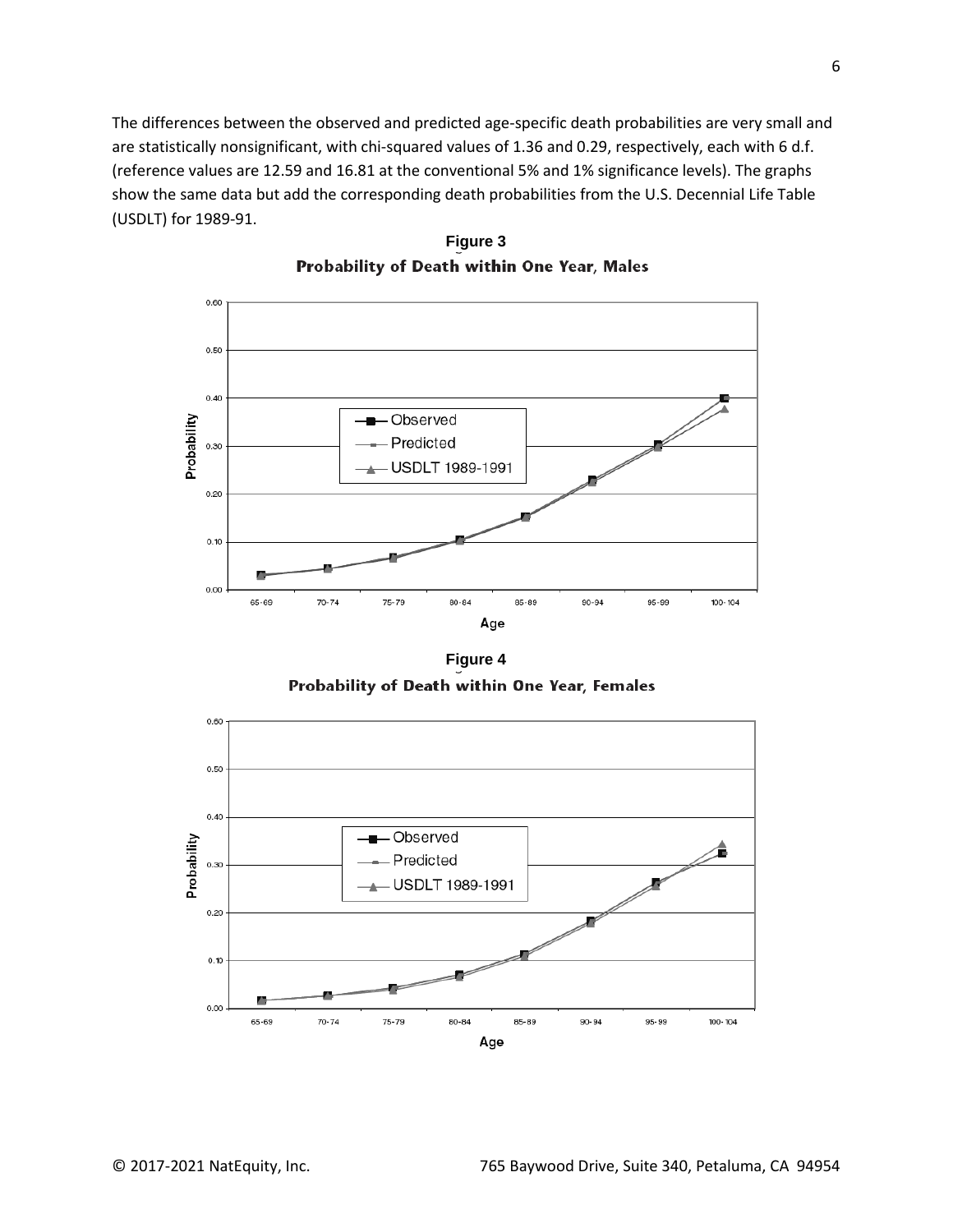The differences between the observed and predicted age-specific death probabilities are very small and are statistically nonsignificant, with chi-squared values of 1.36 and 0.29, respectively, each with 6 d.f. (reference values are 12.59 and 16.81 at the conventional 5% and 1% significance levels). The graphs show the same data but add the corresponding death probabilities from the U.S. Decennial Life Table (USDLT) for 1989-91.

**Figure 3**
**Probability of Death within One Year, Males**

**Figure 4**
**Probability of Death within One Year, Females**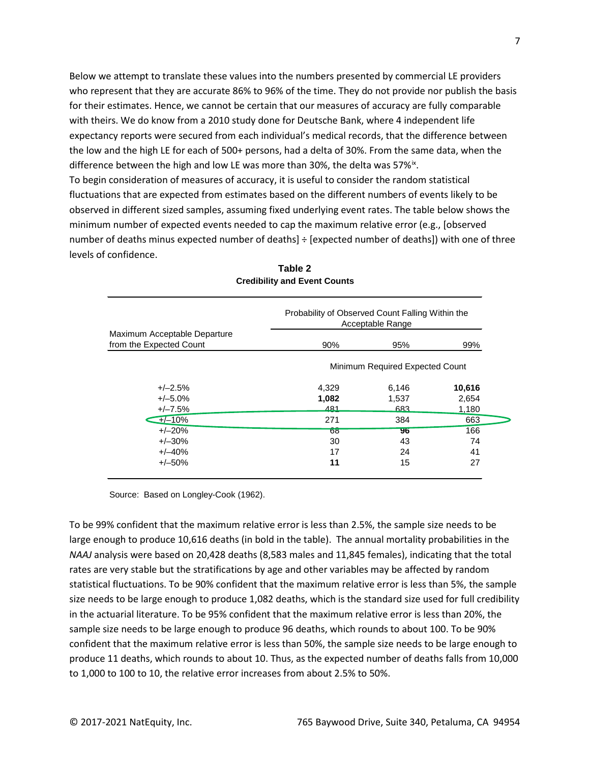Below we attempt to translate these values into the numbers presented by commercial LE providers who represent that they are accurate 86% to 96% of the time. They do not provide nor publish the basis for their estimates. Hence, we cannot be certain that our measures of accuracy are fully comparable with theirs. We do know from a 2010 study done for Deutsche Bank, where 4 independent life expectancy reports were secured from each individual's medical records, that the difference between the low and the high LE for each of 500+ persons, had a delta of 30%. From the same data, when the difference between the high and low LE was more than 30%, the delta was 57%[ix].

To begin consideration of measures of accuracy, it is useful to consider the random statistical fluctuations that are expected from estimates based on the different numbers of events likely to be observed in different sized samples, assuming fixed underlying event rates. The table below shows the minimum number of expected events needed to cap the maximum relative error (e.g., [observed number of deaths minus expected number of deaths] ÷ [expected number of deaths]) with one of three levels of confidence.

**Table 2**
**Credibility and Event Counts**

| Maximum Acceptable Departure from the Expected Count | Probability of Observed Count Falling Within the Acceptable Range | | |
|---|---|---|---|
| | 90% | 95% | 99% |
| | Minimum Required Expected Count | | |
| +/–2.5% | 4,329 | 6,146 | **10,616** |
| +/–5.0% | **1,082** | 1,537 | 2,654 |
| +/–7.5% | 481 | 683 | 1,180 |
| +/–10% | 271 | 384 | 663 |
| +/–20% | 68 | **96** | 166 |
| +/–30% | 30 | 43 | 74 |
| +/–40% | 17 | 24 | 41 |
| +/–50% | **11** | 15 | 27 |

Source: Based on Longley-Cook (1962).

To be 99% confident that the maximum relative error is less than 2.5%, the sample size needs to be large enough to produce 10,616 deaths (in bold in the table). The annual mortality probabilities in the *NAAJ* analysis were based on 20,428 deaths (8,583 males and 11,845 females), indicating that the total rates are very stable but the stratifications by age and other variables may be affected by random statistical fluctuations. To be 90% confident that the maximum relative error is less than 5%, the sample size needs to be large enough to produce 1,082 deaths, which is the standard size used for full credibility in the actuarial literature. To be 95% confident that the maximum relative error is less than 20%, the sample size needs to be large enough to produce 96 deaths, which rounds to about 100. To be 90% confident that the maximum relative error is less than 50%, the sample size needs to be large enough to produce 11 deaths, which rounds to about 10. Thus, as the expected number of deaths falls from 10,000 to 1,000 to 100 to 10, the relative error increases from about 2.5% to 50%.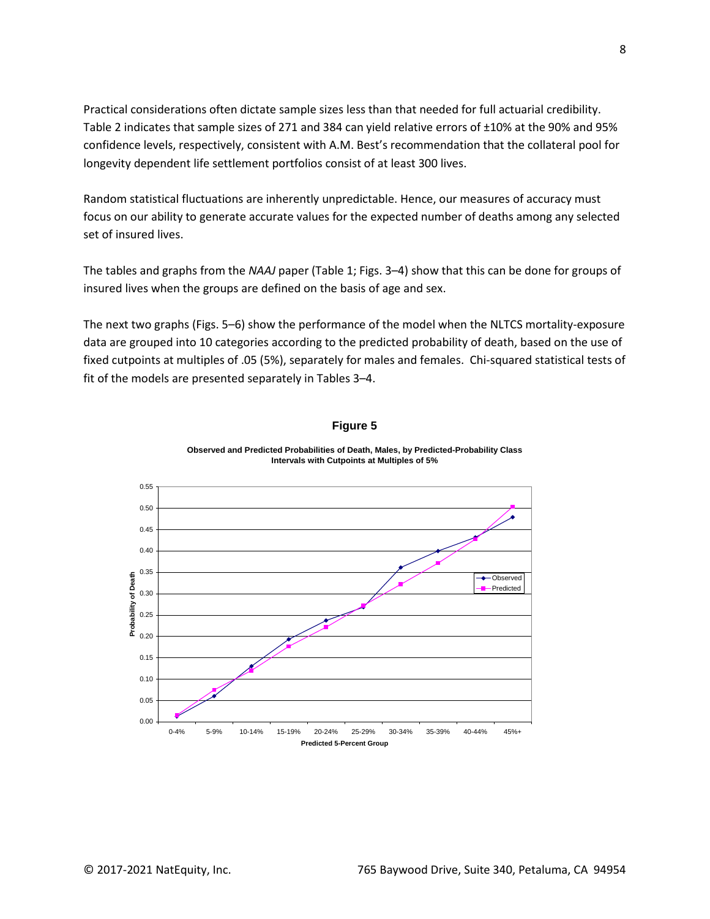Practical considerations often dictate sample sizes less than that needed for full actuarial credibility. Table 2 indicates that sample sizes of 271 and 384 can yield relative errors of ±10% at the 90% and 95% confidence levels, respectively, consistent with A.M. Best's recommendation that the collateral pool for longevity dependent life settlement portfolios consist of at least 300 lives.

Random statistical fluctuations are inherently unpredictable. Hence, our measures of accuracy must focus on our ability to generate accurate values for the expected number of deaths among any selected set of insured lives.

The tables and graphs from the *NAAJ* paper (Table 1; Figs. 3–4) show that this can be done for groups of insured lives when the groups are defined on the basis of age and sex.

The next two graphs (Figs. 5–6) show the performance of the model when the NLTCS mortality-exposure data are grouped into 10 categories according to the predicted probability of death, based on the use of fixed cutpoints at multiples of .05 (5%), separately for males and females. Chi-squared statistical tests of fit of the models are presented separately in Tables 3–4.

**Figure 5**

**Observed and Predicted Probabilities of Death, Males, by Predicted-Probability Class Intervals with Cutpoints at Multiples of 5%**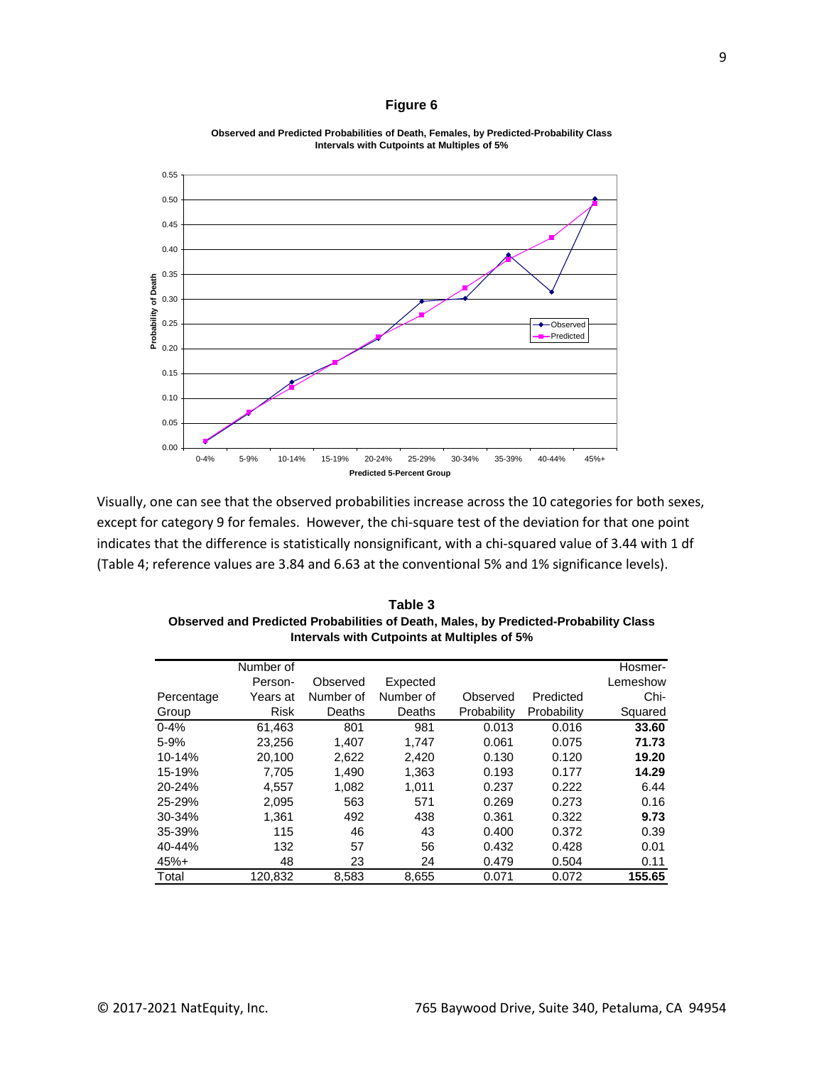**Figure 6**

**Observed and Predicted Probabilities of Death, Females, by Predicted-Probability Class Intervals with Cutpoints at Multiples of 5%**

Visually, one can see that the observed probabilities increase across the 10 categories for both sexes, except for category 9 for females. However, the chi-square test of the deviation for that one point indicates that the difference is statistically nonsignificant, with a chi-squared value of 3.44 with 1 df (Table 4; reference values are 3.84 and 6.63 at the conventional 5% and 1% significance levels).

**Table 3**
**Observed and Predicted Probabilities of Death, Males, by Predicted-Probability Class Intervals with Cutpoints at Multiples of 5%**

| Percentage Group | Number of Person-Years at Risk | Observed Number of Deaths | Expected Number of Deaths | Observed Probability | Predicted Probability | Hosmer-Lemeshow Chi-Squared |
|---|---|---|---|---|---|---|
| 0-4% | 61,463 | 801 | 981 | 0.013 | 0.016 | **33.60** |
| 5-9% | 23,256 | 1,407 | 1,747 | 0.061 | 0.075 | **71.73** |
| 10-14% | 20,100 | 2,622 | 2,420 | 0.130 | 0.120 | **19.20** |
| 15-19% | 7,705 | 1,490 | 1,363 | 0.193 | 0.177 | **14.29** |
| 20-24% | 4,557 | 1,082 | 1,011 | 0.237 | 0.222 | 6.44 |
| 25-29% | 2,095 | 563 | 571 | 0.269 | 0.273 | 0.16 |
| 30-34% | 1,361 | 492 | 438 | 0.361 | 0.322 | **9.73** |
| 35-39% | 115 | 46 | 43 | 0.400 | 0.372 | 0.39 |
| 40-44% | 132 | 57 | 56 | 0.432 | 0.428 | 0.01 |
| 45%+ | 48 | 23 | 24 | 0.479 | 0.504 | 0.11 |
| Total | 120,832 | 8,583 | 8,655 | 0.071 | 0.072 | **155.65** |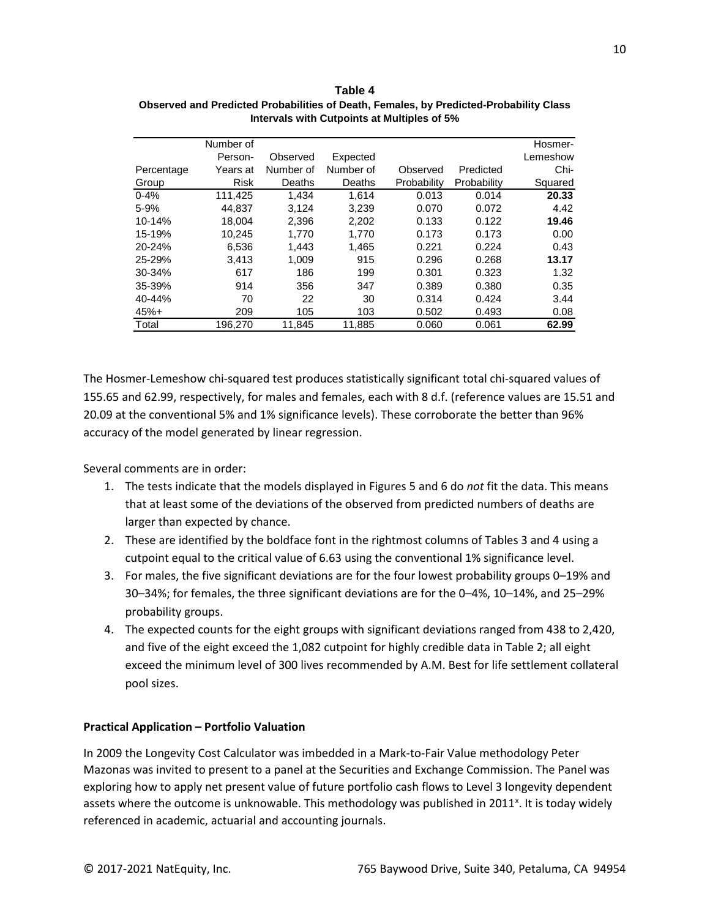**Table 4**
**Observed and Predicted Probabilities of Death, Females, by Predicted-Probability Class Intervals with Cutpoints at Multiples of 5%**

| Percentage Group | Number of Person-Years at Risk | Observed Number of Deaths | Expected Number of Deaths | Observed Probability | Predicted Probability | Hosmer-Lemeshow Chi-Squared |
|---|---|---|---|---|---|---|
| 0-4% | 111,425 | 1,434 | 1,614 | 0.013 | 0.014 | **20.33** |
| 5-9% | 44,837 | 3,124 | 3,239 | 0.070 | 0.072 | 4.42 |
| 10-14% | 18,004 | 2,396 | 2,202 | 0.133 | 0.122 | **19.46** |
| 15-19% | 10,245 | 1,770 | 1,770 | 0.173 | 0.173 | 0.00 |
| 20-24% | 6,536 | 1,443 | 1,465 | 0.221 | 0.224 | 0.43 |
| 25-29% | 3,413 | 1,009 | 915 | 0.296 | 0.268 | **13.17** |
| 30-34% | 617 | 186 | 199 | 0.301 | 0.323 | 1.32 |
| 35-39% | 914 | 356 | 347 | 0.389 | 0.380 | 0.35 |
| 40-44% | 70 | 22 | 30 | 0.314 | 0.424 | 3.44 |
| 45%+ | 209 | 105 | 103 | 0.502 | 0.493 | 0.08 |
| Total | 196,270 | 11,845 | 11,885 | 0.060 | 0.061 | **62.99** |

The Hosmer-Lemeshow chi-squared test produces statistically significant total chi-squared values of 155.65 and 62.99, respectively, for males and females, each with 8 d.f. (reference values are 15.51 and 20.09 at the conventional 5% and 1% significance levels). These corroborate the better than 96% accuracy of the model generated by linear regression.

Several comments are in order:

1. The tests indicate that the models displayed in Figures 5 and 6 do *not* fit the data. This means that at least some of the deviations of the observed from predicted numbers of deaths are larger than expected by chance.
2. These are identified by the boldface font in the rightmost columns of Tables 3 and 4 using a cutpoint equal to the critical value of 6.63 using the conventional 1% significance level.
3. For males, the five significant deviations are for the four lowest probability groups 0–19% and 30–34%; for females, the three significant deviations are for the 0–4%, 10–14%, and 25–29% probability groups.
4. The expected counts for the eight groups with significant deviations ranged from 438 to 2,420, and five of the eight exceed the 1,082 cutpoint for highly credible data in Table 2; all eight exceed the minimum level of 300 lives recommended by A.M. Best for life settlement collateral pool sizes.

**Practical Application – Portfolio Valuation**

In 2009 the Longevity Cost Calculator was imbedded in a Mark-to-Fair Value methodology Peter Mazonas was invited to present to a panel at the Securities and Exchange Commission. The Panel was exploring how to apply net present value of future portfolio cash flows to Level 3 longevity dependent assets where the outcome is unknowable. This methodology was published in 2011[x]. It is today widely referenced in academic, actuarial and accounting journals.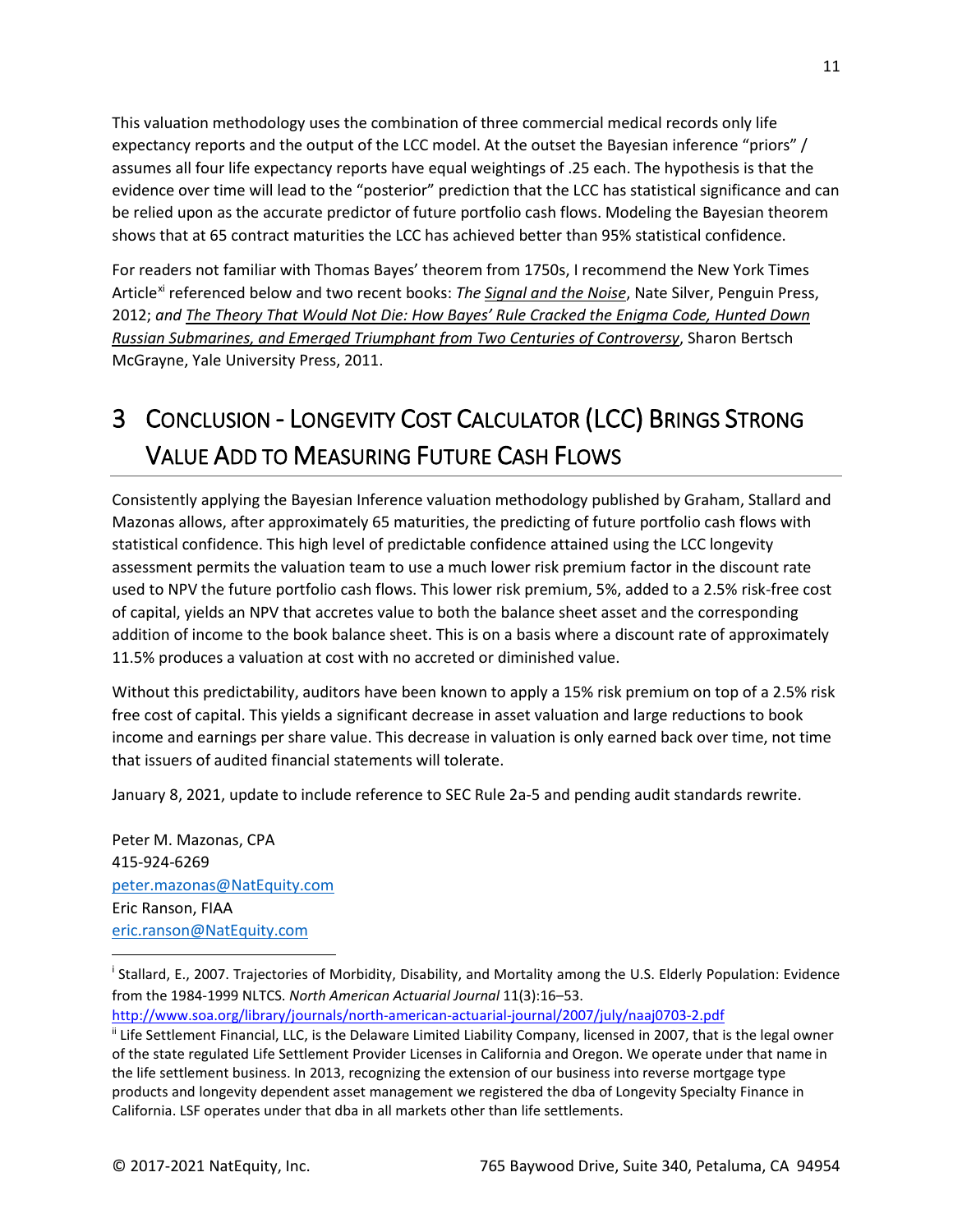This valuation methodology uses the combination of three commercial medical records only life expectancy reports and the output of the LCC model. At the outset the Bayesian inference "priors" / assumes all four life expectancy reports have equal weightings of .25 each. The hypothesis is that the evidence over time will lead to the "posterior" prediction that the LCC has statistical significance and can be relied upon as the accurate predictor of future portfolio cash flows. Modeling the Bayesian theorem shows that at 65 contract maturities the LCC has achieved better than 95% statistical confidence.

For readers not familiar with Thomas Bayes' theorem from 1750s, I recommend the New York Times Article[xi] referenced below and two recent books: *The Signal and the Noise*, Nate Silver, Penguin Press, 2012; *and The Theory That Would Not Die: How Bayes' Rule Cracked the Enigma Code, Hunted Down Russian Submarines, and Emerged Triumphant from Two Centuries of Controversy*, Sharon Bertsch McGrayne, Yale University Press, 2011.

# 3 Conclusion - Longevity Cost Calculator (LCC) Brings Strong Value Add to Measuring Future Cash Flows

Consistently applying the Bayesian Inference valuation methodology published by Graham, Stallard and Mazonas allows, after approximately 65 maturities, the predicting of future portfolio cash flows with statistical confidence. This high level of predictable confidence attained using the LCC longevity assessment permits the valuation team to use a much lower risk premium factor in the discount rate used to NPV the future portfolio cash flows. This lower risk premium, 5%, added to a 2.5% risk-free cost of capital, yields an NPV that accretes value to both the balance sheet asset and the corresponding addition of income to the book balance sheet. This is on a basis where a discount rate of approximately 11.5% produces a valuation at cost with no accreted or diminished value.

Without this predictability, auditors have been known to apply a 15% risk premium on top of a 2.5% risk free cost of capital. This yields a significant decrease in asset valuation and large reductions to book income and earnings per share value. This decrease in valuation is only earned back over time, not time that issuers of audited financial statements will tolerate.

January 8, 2021, update to include reference to SEC Rule 2a-5 and pending audit standards rewrite.

Peter M. Mazonas, CPA
415-924-6269
peter.mazonas@NatEquity.com
Eric Ranson, FIAA
eric.ranson@NatEquity.com

---

[i] Stallard, E., 2007. Trajectories of Morbidity, Disability, and Mortality among the U.S. Elderly Population: Evidence from the 1984-1999 NLTCS. *North American Actuarial Journal* 11(3):16–53. http://www.soa.org/library/journals/north-american-actuarial-journal/2007/july/naaj0703-2.pdf

[ii] Life Settlement Financial, LLC, is the Delaware Limited Liability Company, licensed in 2007, that is the legal owner of the state regulated Life Settlement Provider Licenses in California and Oregon. We operate under that name in the life settlement business. In 2013, recognizing the extension of our business into reverse mortgage type products and longevity dependent asset management we registered the dba of Longevity Specialty Finance in California. LSF operates under that dba in all markets other than life settlements.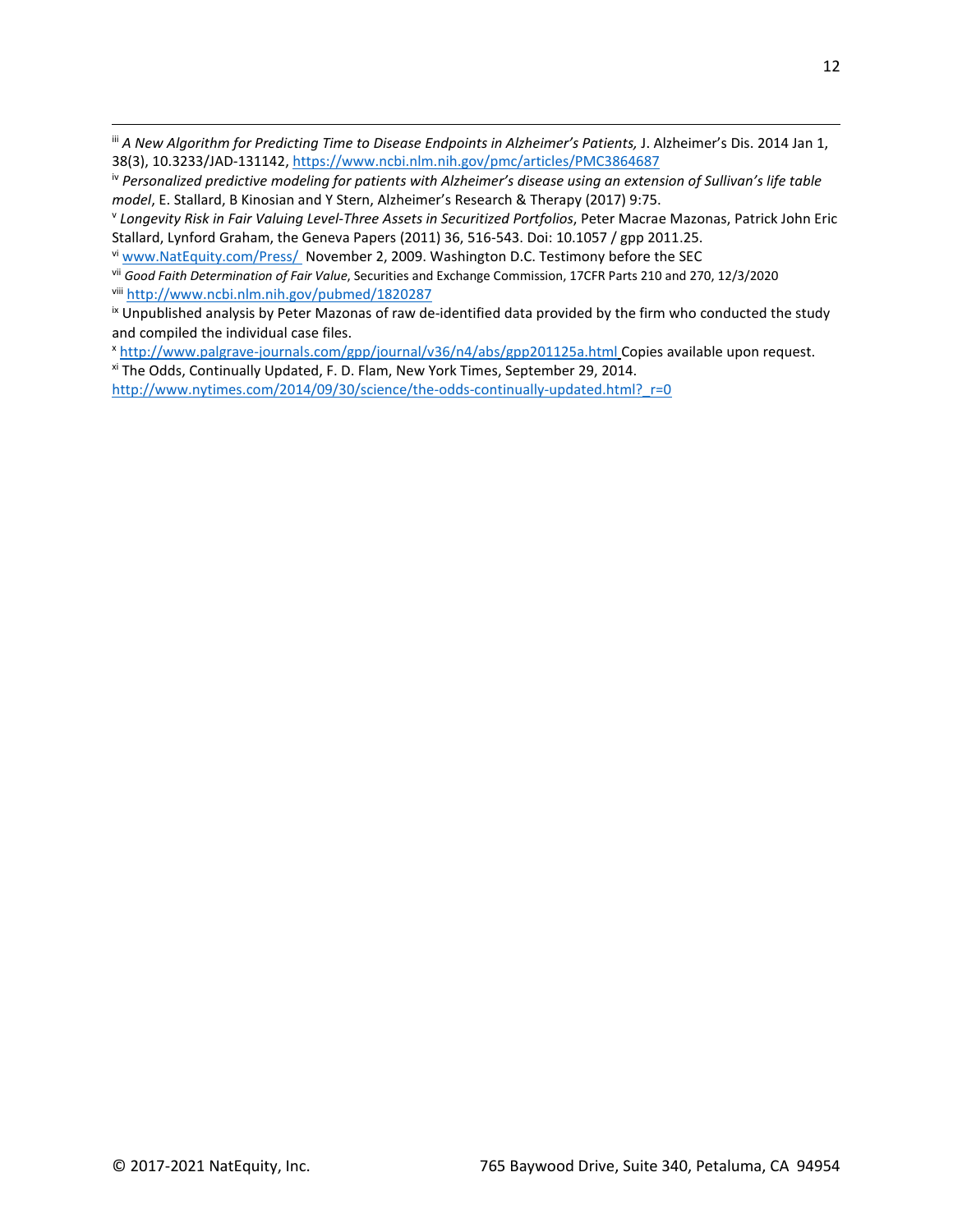[iii] *A New Algorithm for Predicting Time to Disease Endpoints in Alzheimer's Patients,* J. Alzheimer's Dis. 2014 Jan 1, 38(3), 10.3233/JAD-131142, https://www.ncbi.nlm.nih.gov/pmc/articles/PMC3864687

[iv] *Personalized predictive modeling for patients with Alzheimer's disease using an extension of Sullivan's life table model*, E. Stallard, B Kinosian and Y Stern, Alzheimer's Research & Therapy (2017) 9:75.

[v] *Longevity Risk in Fair Valuing Level-Three Assets in Securitized Portfolios*, Peter Macrae Mazonas, Patrick John Eric Stallard, Lynford Graham, the Geneva Papers (2011) 36, 516-543. Doi: 10.1057 / gpp 2011.25.

[vi] www.NatEquity.com/Press/ November 2, 2009. Washington D.C. Testimony before the SEC

[vii] *Good Faith Determination of Fair Value*, Securities and Exchange Commission, 17CFR Parts 210 and 270, 12/3/2020

[viii] http://www.ncbi.nlm.nih.gov/pubmed/1820287

[ix] Unpublished analysis by Peter Mazonas of raw de-identified data provided by the firm who conducted the study and compiled the individual case files.

[x] http://www.palgrave-journals.com/gpp/journal/v36/n4/abs/gpp201125a.html Copies available upon request.

[xi] The Odds, Continually Updated, F. D. Flam, New York Times, September 29, 2014. http://www.nytimes.com/2014/09/30/science/the-odds-continually-updated.html?_r=0